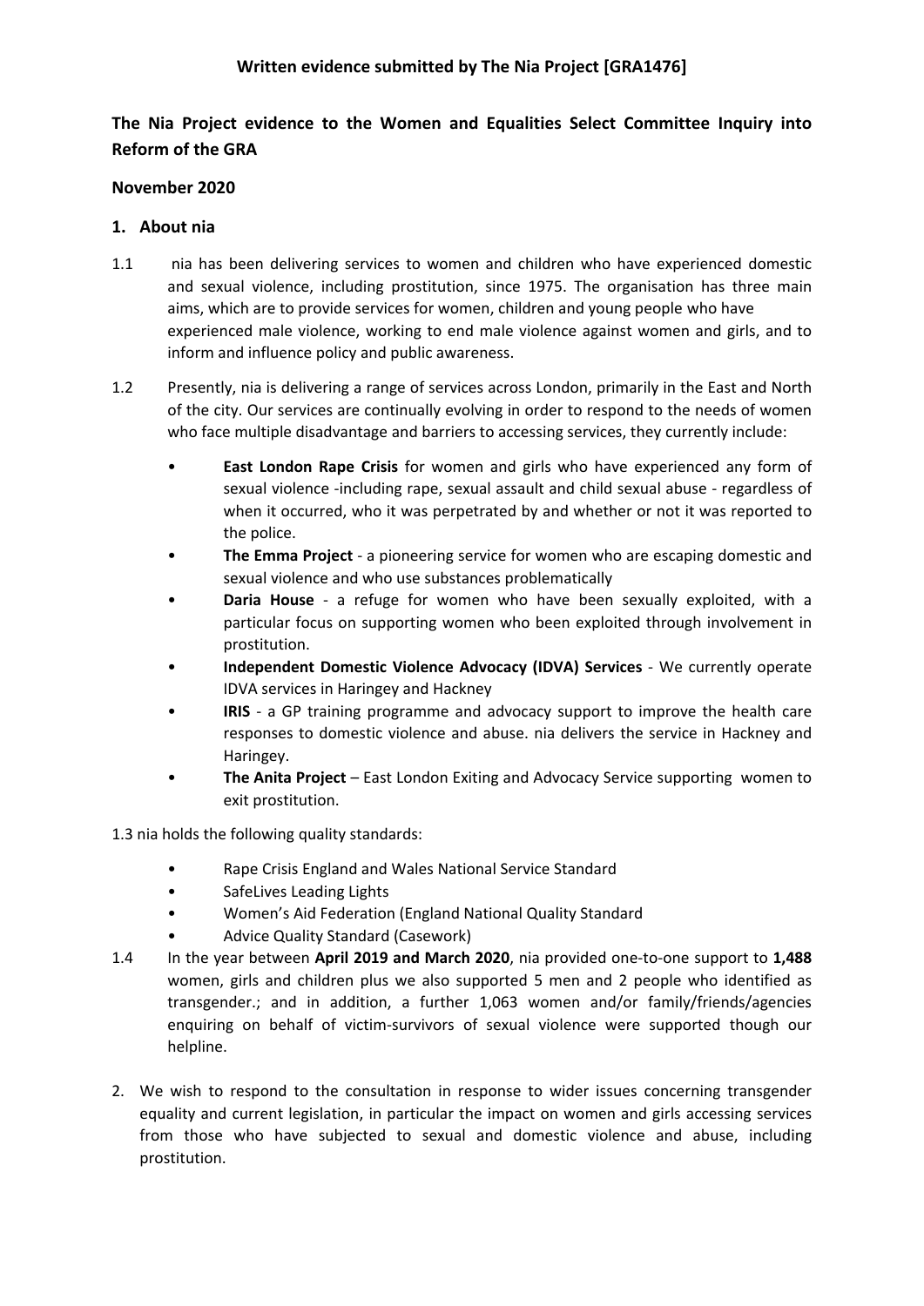**Written evidence submitted by The Nia Project [GRA1476]**

**The Nia Project evidence to the Women and Equalities Select Committee Inquiry into Reform of the GRA**

**November 2020**

## 1. About nia

1.1 nia has been delivering services to women and children who have experienced domestic and sexual violence, including prostitution, since 1975. The organisation has three main aims, which are to provide services for women, children and young people who have experienced male violence, working to end male violence against women and girls, and to inform and influence policy and public awareness.

1.2 Presently, nia is delivering a range of services across London, primarily in the East and North of the city. Our services are continually evolving in order to respond to the needs of women who face multiple disadvantage and barriers to accessing services, they currently include:

- **East London Rape Crisis** for women and girls who have experienced any form of sexual violence -including rape, sexual assault and child sexual abuse - regardless of when it occurred, who it was perpetrated by and whether or not it was reported to the police.
- **The Emma Project** - a pioneering service for women who are escaping domestic and sexual violence and who use substances problematically
- **Daria House** - a refuge for women who have been sexually exploited, with a particular focus on supporting women who been exploited through involvement in prostitution.
- **Independent Domestic Violence Advocacy (IDVA) Services** - We currently operate IDVA services in Haringey and Hackney
- **IRIS** - a GP training programme and advocacy support to improve the health care responses to domestic violence and abuse. nia delivers the service in Hackney and Haringey.
- **The Anita Project** – East London Exiting and Advocacy Service supporting women to exit prostitution.

1.3 nia holds the following quality standards:

- Rape Crisis England and Wales National Service Standard
- SafeLives Leading Lights
- Women's Aid Federation (England National Quality Standard
- Advice Quality Standard (Casework)

1.4 In the year between **April 2019 and March 2020**, nia provided one-to-one support to **1,488** women, girls and children plus we also supported 5 men and 2 people who identified as transgender.; and in addition, a further 1,063 women and/or family/friends/agencies enquiring on behalf of victim-survivors of sexual violence were supported though our helpline.

2. We wish to respond to the consultation in response to wider issues concerning transgender equality and current legislation, in particular the impact on women and girls accessing services from those who have subjected to sexual and domestic violence and abuse, including prostitution.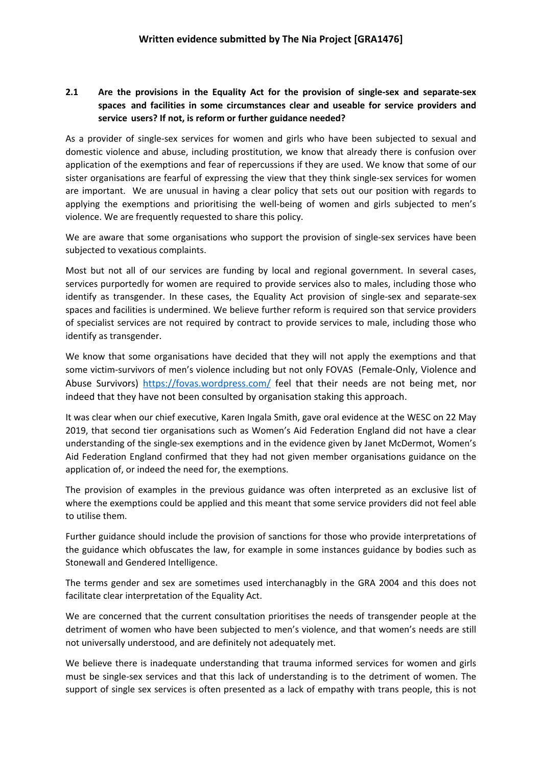## Written evidence submitted by The Nia Project [GRA1476]

**2.1 Are the provisions in the Equality Act for the provision of single-sex and separate-sex spaces and facilities in some circumstances clear and useable for service providers and service users? If not, is reform or further guidance needed?**

As a provider of single-sex services for women and girls who have been subjected to sexual and domestic violence and abuse, including prostitution, we know that already there is confusion over application of the exemptions and fear of repercussions if they are used. We know that some of our sister organisations are fearful of expressing the view that they think single-sex services for women are important. We are unusual in having a clear policy that sets out our position with regards to applying the exemptions and prioritising the well-being of women and girls subjected to men's violence. We are frequently requested to share this policy.

We are aware that some organisations who support the provision of single-sex services have been subjected to vexatious complaints.

Most but not all of our services are funding by local and regional government. In several cases, services purportedly for women are required to provide services also to males, including those who identify as transgender. In these cases, the Equality Act provision of single-sex and separate-sex spaces and facilities is undermined. We believe further reform is required son that service providers of specialist services are not required by contract to provide services to male, including those who identify as transgender.

We know that some organisations have decided that they will not apply the exemptions and that some victim-survivors of men's violence including but not only FOVAS (Female-Only, Violence and Abuse Survivors) https://fovas.wordpress.com/ feel that their needs are not being met, nor indeed that they have not been consulted by organisation staking this approach.

It was clear when our chief executive, Karen Ingala Smith, gave oral evidence at the WESC on 22 May 2019, that second tier organisations such as Women's Aid Federation England did not have a clear understanding of the single-sex exemptions and in the evidence given by Janet McDermot, Women's Aid Federation England confirmed that they had not given member organisations guidance on the application of, or indeed the need for, the exemptions.

The provision of examples in the previous guidance was often interpreted as an exclusive list of where the exemptions could be applied and this meant that some service providers did not feel able to utilise them.

Further guidance should include the provision of sanctions for those who provide interpretations of the guidance which obfuscates the law, for example in some instances guidance by bodies such as Stonewall and Gendered Intelligence.

The terms gender and sex are sometimes used interchanagbly in the GRA 2004 and this does not facilitate clear interpretation of the Equality Act.

We are concerned that the current consultation prioritises the needs of transgender people at the detriment of women who have been subjected to men's violence, and that women's needs are still not universally understood, and are definitely not adequately met.

We believe there is inadequate understanding that trauma informed services for women and girls must be single-sex services and that this lack of understanding is to the detriment of women. The support of single sex services is often presented as a lack of empathy with trans people, this is not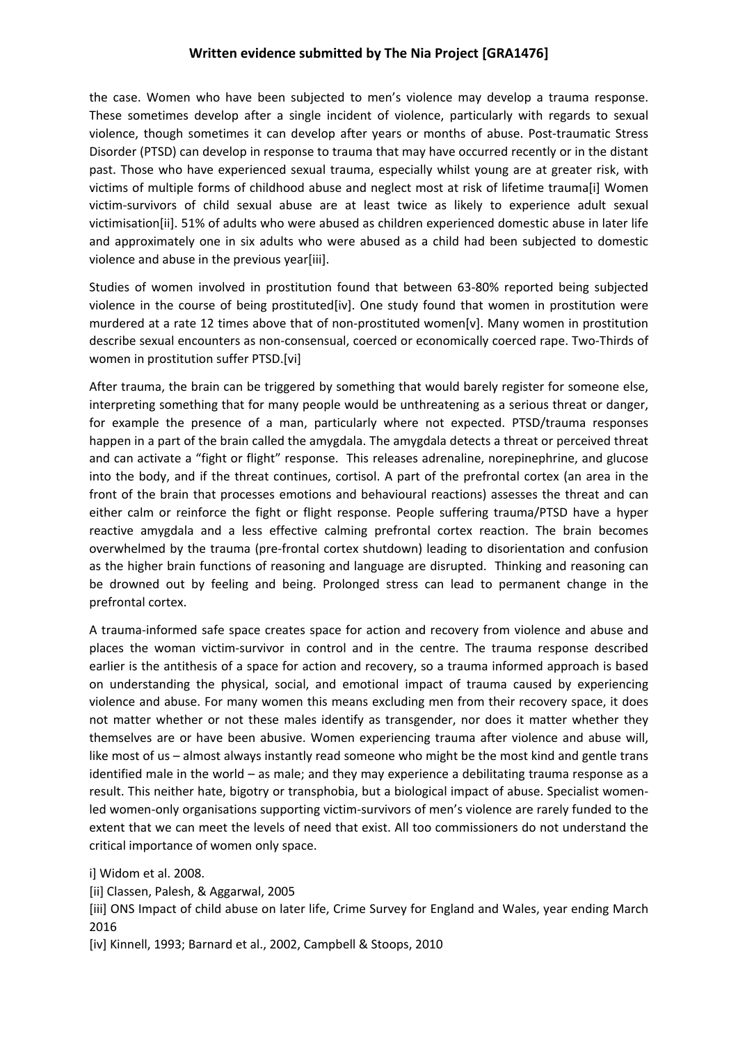the case. Women who have been subjected to men's violence may develop a trauma response. These sometimes develop after a single incident of violence, particularly with regards to sexual violence, though sometimes it can develop after years or months of abuse. Post-traumatic Stress Disorder (PTSD) can develop in response to trauma that may have occurred recently or in the distant past. Those who have experienced sexual trauma, especially whilst young are at greater risk, with victims of multiple forms of childhood abuse and neglect most at risk of lifetime trauma[i] Women victim-survivors of child sexual abuse are at least twice as likely to experience adult sexual victimisation[ii]. 51% of adults who were abused as children experienced domestic abuse in later life and approximately one in six adults who were abused as a child had been subjected to domestic violence and abuse in the previous year[iii].

Studies of women involved in prostitution found that between 63-80% reported being subjected violence in the course of being prostituted[iv]. One study found that women in prostitution were murdered at a rate 12 times above that of non-prostituted women[v]. Many women in prostitution describe sexual encounters as non-consensual, coerced or economically coerced rape. Two-Thirds of women in prostitution suffer PTSD.[vi]

After trauma, the brain can be triggered by something that would barely register for someone else, interpreting something that for many people would be unthreatening as a serious threat or danger, for example the presence of a man, particularly where not expected. PTSD/trauma responses happen in a part of the brain called the amygdala. The amygdala detects a threat or perceived threat and can activate a "fight or flight" response. This releases adrenaline, norepinephrine, and glucose into the body, and if the threat continues, cortisol. A part of the prefrontal cortex (an area in the front of the brain that processes emotions and behavioural reactions) assesses the threat and can either calm or reinforce the fight or flight response. People suffering trauma/PTSD have a hyper reactive amygdala and a less effective calming prefrontal cortex reaction. The brain becomes overwhelmed by the trauma (pre-frontal cortex shutdown) leading to disorientation and confusion as the higher brain functions of reasoning and language are disrupted. Thinking and reasoning can be drowned out by feeling and being. Prolonged stress can lead to permanent change in the prefrontal cortex.

A trauma-informed safe space creates space for action and recovery from violence and abuse and places the woman victim-survivor in control and in the centre. The trauma response described earlier is the antithesis of a space for action and recovery, so a trauma informed approach is based on understanding the physical, social, and emotional impact of trauma caused by experiencing violence and abuse. For many women this means excluding men from their recovery space, it does not matter whether or not these males identify as transgender, nor does it matter whether they themselves are or have been abusive. Women experiencing trauma after violence and abuse will, like most of us – almost always instantly read someone who might be the most kind and gentle trans identified male in the world – as male; and they may experience a debilitating trauma response as a result. This neither hate, bigotry or transphobia, but a biological impact of abuse. Specialist women-led women-only organisations supporting victim-survivors of men's violence are rarely funded to the extent that we can meet the levels of need that exist. All too commissioners do not understand the critical importance of women only space.

i] Widom et al. 2008.

[ii] Classen, Palesh, & Aggarwal, 2005

[iii] ONS Impact of child abuse on later life, Crime Survey for England and Wales, year ending March 2016

[iv] Kinnell, 1993; Barnard et al., 2002, Campbell & Stoops, 2010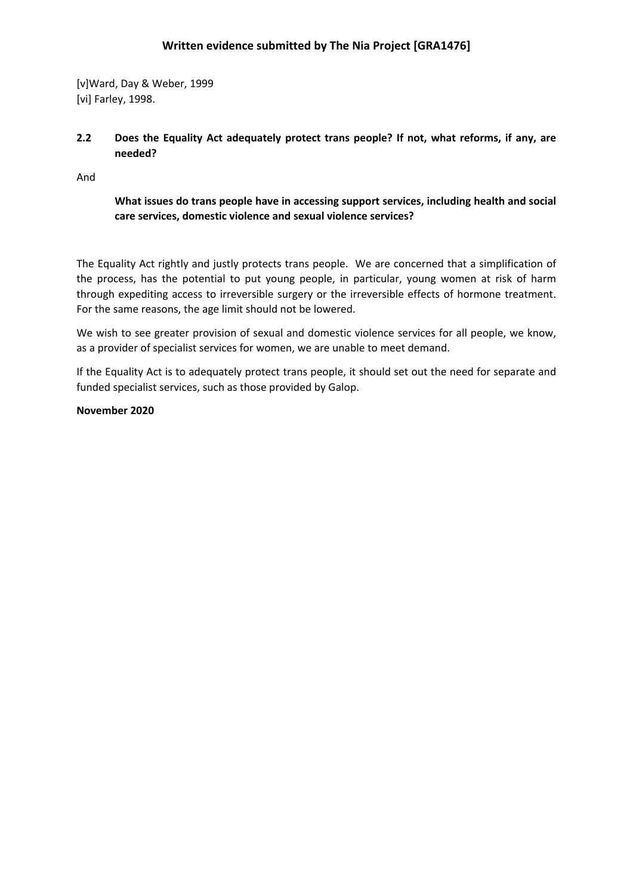[v]Ward, Day & Weber, 1999
[vi] Farley, 1998.

**2.2 Does the Equality Act adequately protect trans people? If not, what reforms, if any, are needed?**

And

**What issues do trans people have in accessing support services, including health and social care services, domestic violence and sexual violence services?**

The Equality Act rightly and justly protects trans people. We are concerned that a simplification of the process, has the potential to put young people, in particular, young women at risk of harm through expediting access to irreversible surgery or the irreversible effects of hormone treatment. For the same reasons, the age limit should not be lowered.

We wish to see greater provision of sexual and domestic violence services for all people, we know, as a provider of specialist services for women, we are unable to meet demand.

If the Equality Act is to adequately protect trans people, it should set out the need for separate and funded specialist services, such as those provided by Galop.

**November 2020**